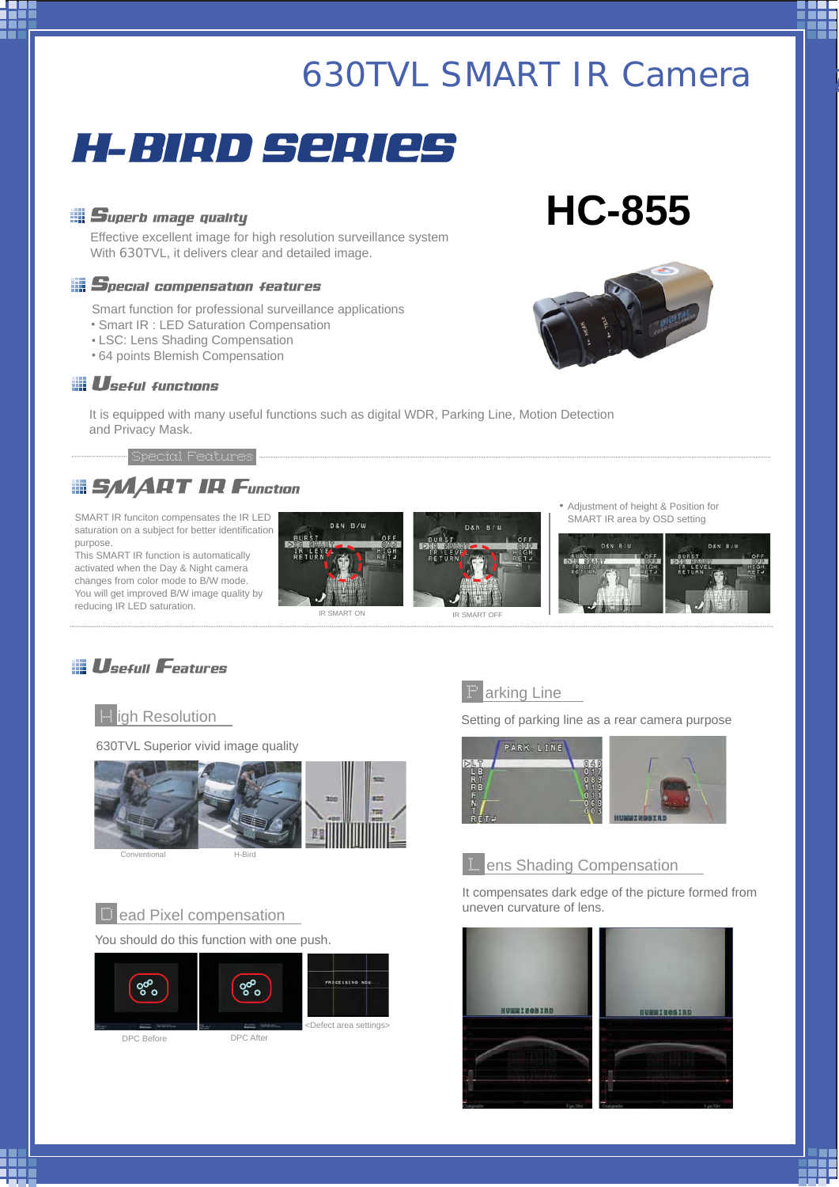# 630TVL SMART IR Camera

# H-BIRD SERIES

## HC-855

### Superb image quality

Effective excellent image for high resolution surveillance system
With 630TVL, it delivers clear and detailed image.

### Special compensation features

Smart function for professional surveillance applications

- Smart IR : LED Saturation Compensation
- LSC: Lens Shading Compensation
- 64 points Blemish Compensation

### Useful functions

It is equipped with many useful functions such as digital WDR, Parking Line, Motion Detection and Privacy Mask.

Special Features

### SMART IR Function

SMART IR funciton compensates the IR LED saturation on a subject for better identification purpose.
This SMART IR function is automatically activated when the Day & Night camera changes from color mode to B/W mode.
You will get improved B/W image quality by reducing IR LED saturation.

IR SMART ON

IR SMART OFF

- Adjustment of height & Position for SMART IR area by OSD setting

### Usefull Features

#### High Resolution

630TVL Superior vivid image quality

Conventional

H-Bird

#### Dead Pixel compensation

You should do this function with one push.

DPC Before

DPC After

<Defect area settings>

#### Parking Line

Setting of parking line as a rear camera purpose

#### Lens Shading Compensation

It compensates dark edge of the picture formed from uneven curvature of lens.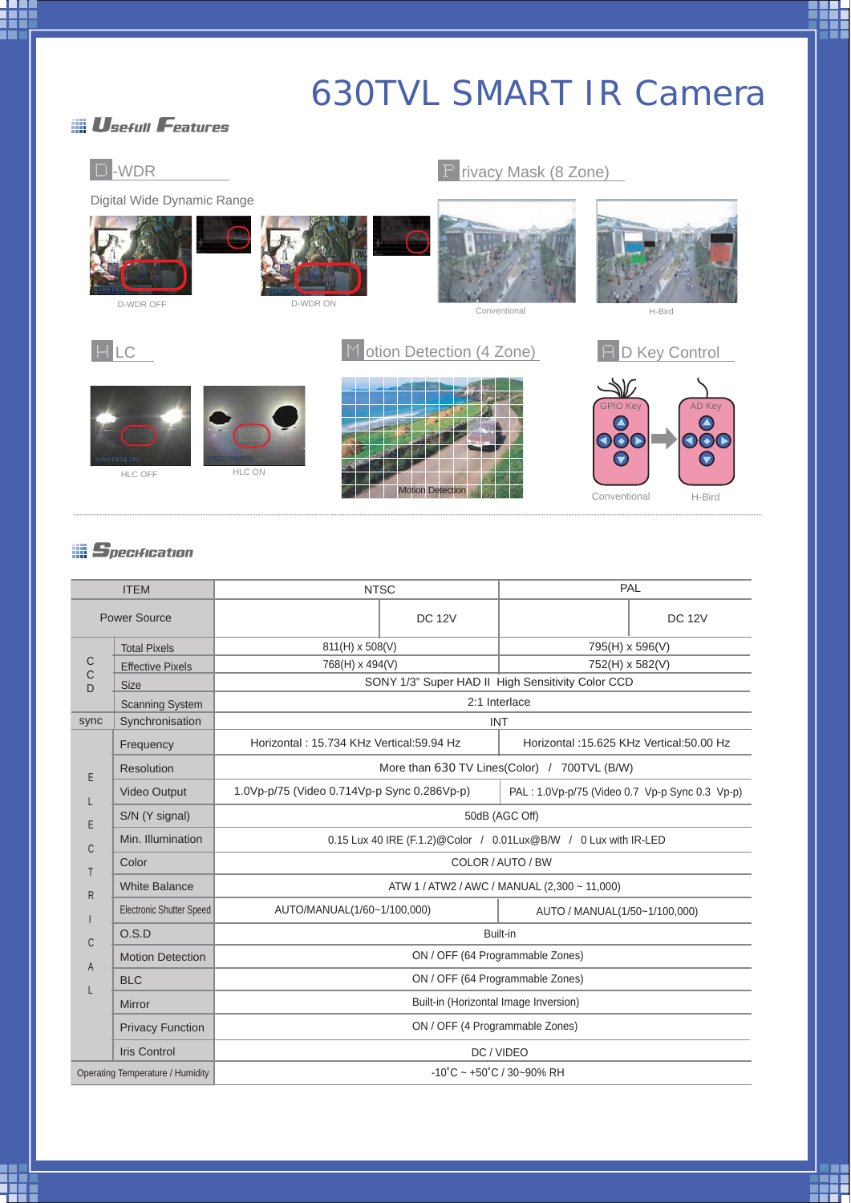# 630TVL SMART IR Camera

## Usefull Features

### D-WDR

Digital Wide Dynamic Range

D-WDR OFF

D-WDR ON

### Privacy Mask (8 Zone)

Conventional

H-Bird

### HLC

HLC OFF

HLC ON

### Motion Detection (4 Zone)

Motion Detection

### AD Key Control

GPIO Key

AD Key

Conventional

H-Bird

## Specification

| ITEM | | NTSC | | PAL | |
|---|---|---|---|---|---|
| Power Source | | | DC 12V | | DC 12V |
| CCD | Total Pixels | 811(H) x 508(V) | | 795(H) x 596(V) | |
| | Effective Pixels | 768(H) x 494(V) | | 752(H) x 582(V) | |
| | Size | SONY 1/3" Super HAD II High Sensitivity Color CCD | | | |
| | Scanning System | 2:1 Interlace | | | |
| sync | Synchronisation | INT | | | |
| ELECTRICAL | Frequency | Horizontal : 15.734 KHz Vertical:59.94 Hz | | Horizontal :15.625 KHz Vertical:50.00 Hz | |
| | Resolution | More than 630 TV Lines(Color) / 700TVL (B/W) | | | |
| | Video Output | 1.0Vp-p/75 (Video 0.714Vp-p Sync 0.286Vp-p) | | PAL : 1.0Vp-p/75 (Video 0.7 Vp-p Sync 0.3 Vp-p) | |
| | S/N (Y signal) | 50dB (AGC Off) | | | |
| | Min. Illumination | 0.15 Lux 40 IRE (F.1.2)@Color / 0.01Lux@B/W / 0 Lux with IR-LED | | | |
| | Color | COLOR / AUTO / BW | | | |
| | White Balance | ATW 1 / ATW2 / AWC / MANUAL (2,300 ~ 11,000) | | | |
| | Electronic Shutter Speed | AUTO/MANUAL(1/60~1/100,000) | | AUTO / MANUAL(1/50~1/100,000) | |
| | O.S.D | Built-in | | | |
| | Motion Detection | ON / OFF (64 Programmable Zones) | | | |
| | BLC | ON / OFF (64 Programmable Zones) | | | |
| | Mirror | Built-in (Horizontal Image Inversion) | | | |
| | Privacy Function | ON / OFF (4 Programmable Zones) | | | |
| | Iris Control | DC / VIDEO | | | |
| Operating Temperature / Humidity | | -10˚C ~ +50˚C / 30~90% RH | | | |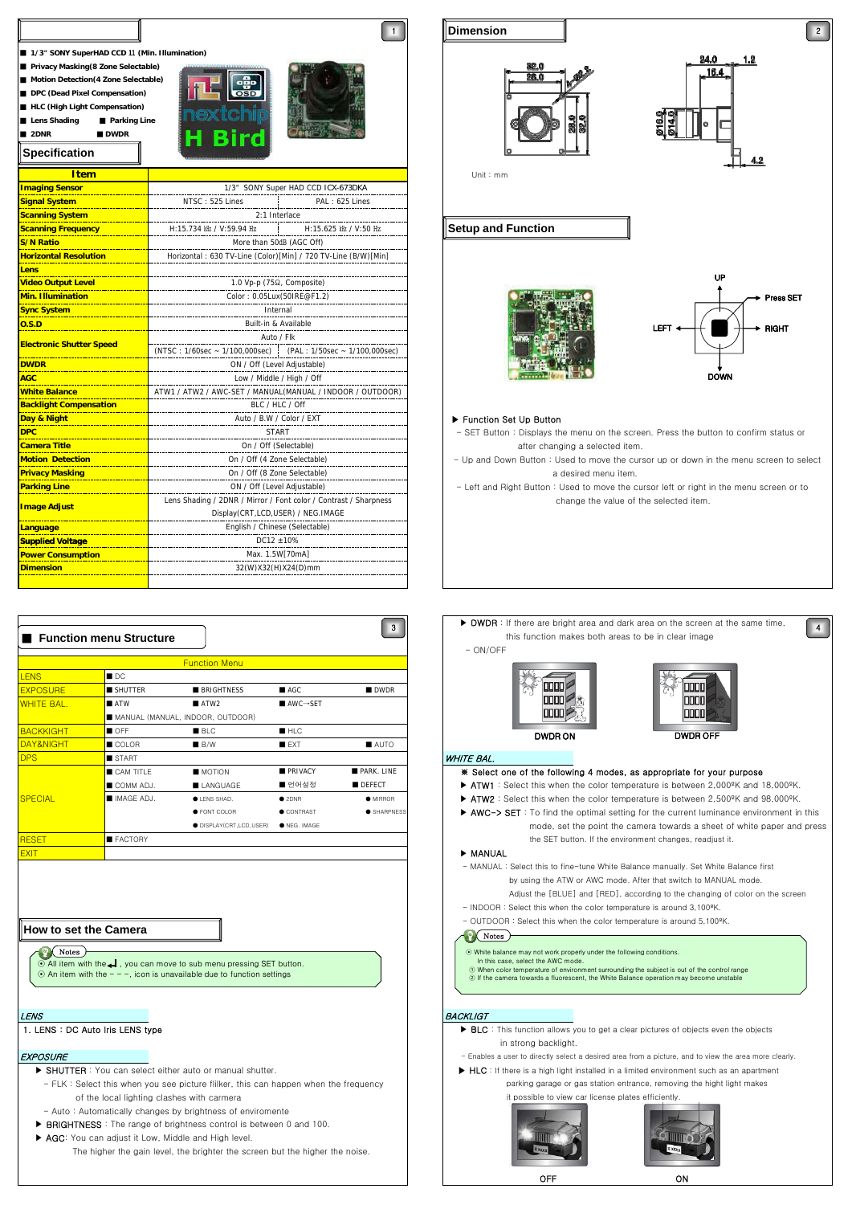■ 1/3" SONY SuperHAD CCD II (Min. Illumination)
■ Privacy Masking(8 Zone Selectable)
■ Motion Detection(4 Zone Selectable)
■ DPC (Dead Pixel Compensation)
■ HLC (High Light Compensation)
■ Lens Shading ■ Parking Line
■ 2DNR ■ DWDR

## Specification

| Item | |
|---|---|
| Imaging Sensor | 1/3" SONY Super HAD CCD ICX-673DKA |
| Signal System | NTSC : 525 Lines / PAL : 625 Lines |
| Scanning System | 2:1 Interlace |
| Scanning Frequency | H:15.734 ㎑ / V:59.94 ㎐ / H:15.625 ㎑ / V:50 ㎐ |
| S/N Ratio | More than 50dB (AGC Off) |
| Horizontal Resolution | Horizontal : 630 TV-Line (Color)[Min] / 720 TV-Line (B/W)[Min] |
| Lens | |
| Video Output Level | 1.0 Vp-p (75Ω, Composite) |
| Min. Illumination | Color : 0.05Lux(50IRE@F1.2) |
| Sync System | Internal |
| O.S.D | Built-in & Available |
| Electronic Shutter Speed | Auto / Flk (NTSC : 1/60sec ~ 1/100,000sec) (PAL : 1/50sec ~ 1/100,000sec) |
| DWDR | ON / Off (Level Adjustable) |
| AGC | Low / Middle / High / Off |
| White Balance | ATW1 / ATW2 / AWC-SET / MANUAL(MANUAL / INDOOR / OUTDOOR) |
| Backlight Compensation | BLC / HLC / Off |
| Day & Night | Auto / B.W / Color / EXT |
| DPC | START |
| Camera Title | On / Off (Selectable) |
| Motion Detection | On / Off (4 Zone Selectable) |
| Privacy Masking | On / Off (8 Zone Selectable) |
| Parking Line | ON / Off (Level Adjustable) |
| Image Adjust | Lens Shading / 2DNR / Mirror / Font color / Contrast / Sharpness Display(CRT,LCD,USER) / NEG.IMAGE |
| Language | English / Chinese (Selectable) |
| Supplied Voltage | DC12 ±10% |
| Power Consumption | Max. 1.5W[70mA] |
| Dimension | 32(W)X32(H)X24(D)mm |

## Dimension

Unit : mm

## Setup and Function

UP / DOWN / LEFT / RIGHT / Press SET

▶ Function Set Up Button
- SET Button : Displays the menu on the screen. Press the button to confirm status or after changing a selected item.
- Up and Down Button : Used to move the cursor up or down in the menu screen to select a desired menu item.
- Left and Right Button : Used to move the cursor left or right in the menu screen or to change the value of the selected item.

## Function menu Structure

| Function Menu | | | | |
|---|---|---|---|---|
| LENS | ■ DC | | | |
| EXPOSURE | ■ SHUTTER | ■ BRIGHTNESS | ■ AGC | ■ DWDR |
| WHITE BAL. | ■ ATW | ■ ATW2 | ■ AWC→SET | |
| | ■ MANUAL (MANUAL, INDOOR, OUTDOOR) | | | |
| BACKKIGHT | ■ OFF | ■ BLC | ■ HLC | |
| DAY&NIGHT | ■ COLOR | ■ B/W | ■ EXT | ■ AUTO |
| DPS | ■ START | | | |
| SPECIAL | ■ CAM TITLE | ■ MOTION | ■ PRIVACY | ■ PARK. LINE |
| | ■ COMM ADJ. | ■ LANGUAGE | ■ 언어설정 | ■ DEFECT |
| | ■ IMAGE ADJ. | ● LENS SHAD. | ● 2DNR | ● MIRROR |
| | | ● FONT COLOR | ● CONTRAST | ● SHARPNESS |
| | | ● DISPLAY(CRT,LCD,USER) | ● NEG. IMAGE | |
| RESET | ■ FACTORY | | | |
| EXIT | | | | |

## How to set the Camera

Notes
- All item with the ↵ , you can move to sub menu pressing SET button.
- An item with the – – –, icon is unavailable due to function settings

*LENS*

1. LENS : DC Auto Iris LENS type

*EXPOSURE*

▶ SHUTTER : You can select either auto or manual shutter.
- FLK : Select this when you see picture flilker, this can happen when the frequency of the local lighting clashes with carmera
- Auto : Automatically changes by brightness of environmente

▶ BRIGHTNESS : The range of brightness control is between 0 and 100.

▶ AGC: You can adjust it Low, Middle and High level. The higher the gain level, the brighter the screen but the higher the noise.

▶ DWDR : If there are bright area and dark area on the screen at the same time, this function makes both areas to be in clear image
- ON/OFF

DWDR ON　DWDR OFF

*WHITE BAL.*

※ Select one of the following 4 modes, as appropriate for your purpose

▶ ATW1 : Select this when the color temperature is between 2,000ºK and 18,000ºK.

▶ ATW2 : Select this when the color temperature is between 2,500ºK and 98,000ºK.

▶ AWC-> SET : To find the optimal setting for the current luminance environment in this mode, set the point the camera towards a sheet of white paper and press the SET button. If the environment changes, readjust it.

▶ MANUAL
- MANUAL : Select this to fine-tune White Balance manually. Set White Balance first by using the ATW or AWC mode. After that switch to MANUAL mode. Adjust the [BLUE] and [RED], according to the changing of color on the screen
- INDOOR : Select this when the color temperature is around 3,100ºK.
- OUTDOOR : Select this when the color temperature is around 5,100ºK.

Notes
- White balance may not work properly under the following conditions. In this case, select the AWC mode.
  ① When color temperature of environment surrounding the subject is out of the control range
  ② If the camera towards a fluorescent, the White Balance operation may become unstable

*BACKLIGT*

▶ BLC : This function allows you to get a clear pictures of objects even the objects in strong backlight.
- Enables a user to directly select a desired area from a picture, and to view the area more clearly.

▶ HLC : If there is a high light installed in a limited environment such as an apartment parking garage or gas station entrance, removing the hight light makes it possible to view car license plates efficiently.

OFF　ON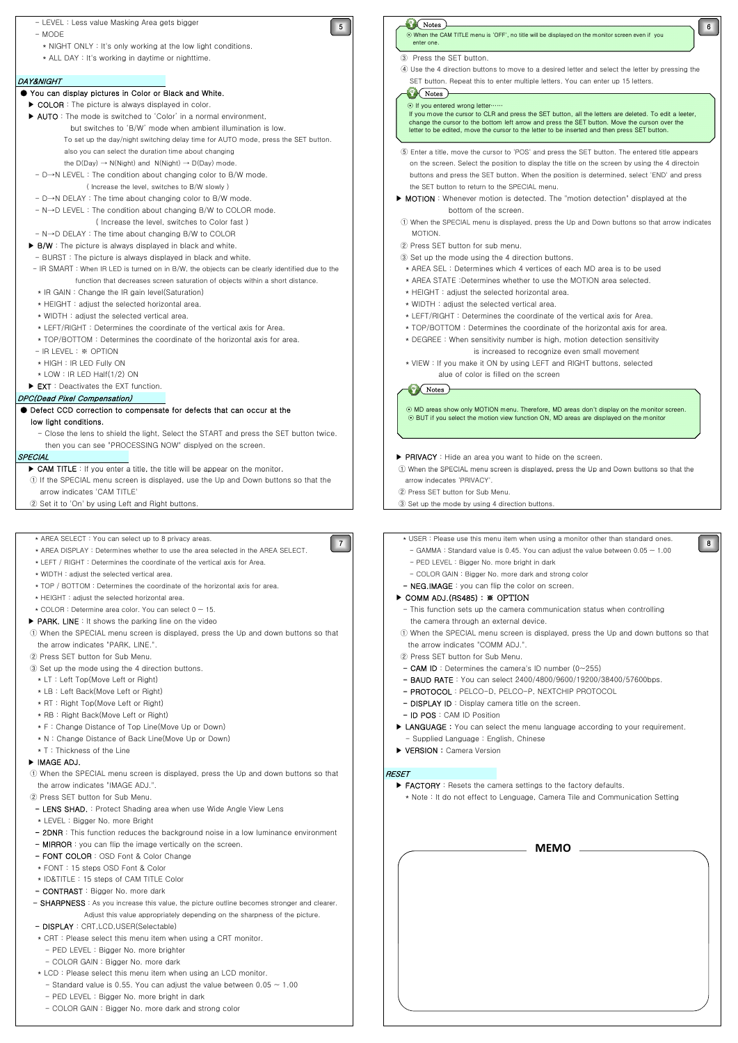- LEVEL : Less value Masking Area gets bigger
- MODE
  * NIGHT ONLY : It's only working at the low light conditions.
  * ALL DAY : It's working in daytime or nighttime.

## DAY&NIGHT

● You can display pictures in Color or Black and White.

▶ COLOR : The picture is always displayed in color.

▶ AUTO : The mode is switched to 'Color' in a normal environment, but switches to 'B/W' mode when ambient illumination is low. To set up the day/night switching delay time for AUTO mode, press the SET button. also you can select the duration time about changing the D(Day) → N(Night) and N(Night) → D(Day) mode.

- D→N LEVEL : The condition about changing color to B/W mode. ( Increase the level, switches to B/W slowly )
- D→N DELAY : The time about changing color to B/W mode.
- N→D LEVEL : The condition about changing B/W to COLOR mode. ( Increase the level, switches to Color fast )
- N→D DELAY : The time about changing B/W to COLOR

▶ B/W : The picture is always displayed in black and white.

- BURST : The picture is always displayed in black and white.
- IR SMART : When IR LED is turned on in B/W, the objects can be clearly identified due to the function that decreases screen saturation of objects within a short distance.
  * IR GAIN : Change the IR gain level(Saturation)
  * HEIGHT : adjust the selected horizontal area.
  * WIDTH : adjust the selected vertical area.
  * LEFT/RIGHT : Determines the coordinate of the vertical axis for Area.
  * TOP/BOTTOM : Determines the coordinate of the horizontal axis for Area.
- IR LEVEL : ※ OPTION
  * HIGH : IR LED Fully ON
  * LOW : IR LED Half(1/2) ON

▶ EXT : Deactivates the EXT function.

## DPC(Dead Pixel Compensation)

● Defect CCD correction to compensate for defects that can occur at the low light conditions.

- Close the lens to shield the light, Select the START and press the SET button twice. then you can see "PROCESSING NOW" displyed on the screen.

## SPECIAL

▶ CAM TITLE : If you enter a title, the title will be appear on the monitor.

① If the SPECIAL menu screen is displayed, use the Up and Down buttons so that the arrow indicates 'CAM TITLE'

② Set it to 'On' by using Left and Right buttons.

> **Notes**
> ⦿ When the CAM TITLE menu is 'OFF', no title will be displayed on the monitor screen even if you enter one.

③ Press the SET button.

④ Use the 4 direction buttons to move to a desired letter and select the letter by pressing the SET button. Repeat this to enter multiple letters. You can enter up 15 letters.

> **Notes**
> ⦿ If you entered wrong letter……
> If you move the cursor to CLR and press the SET button, all the letters are deleted. To edit a leeter, change the cursor to the bottom left arrow and press the SET button. Move the curson over the letter to be edited, move the cursor to the letter to be inserted and then press SET button.

⑤ Enter a title, move the cursor to 'POS' and press the SET button. The entered title appears on the screen. Select the position to display the title on the screen by using the 4 directoin buttons and press the SET button. When the position is determined, select 'END' and press the SET button to return to the SPECIAL menu.

▶ MOTION : Whenever motion is detected. The "motion detection" displayed at the bottom of the screen.

① When the SPECIAL menu is displayed, press the Up and Down buttons so that arrow indicates MOTION.

② Press SET button for sub menu.

③ Set up the mode using the 4 direction buttons.

* AREA SEL : Determines which 4 vertices of each MD area is to be used
* AREA STATE :Determines whether to use the MOTION area selected.
* HEIGHT : adjust the selected horizontal area.
* WIDTH : adjust the selected vertical area.
* LEFT/RIGHT : Determines the coordinate of the vertical axis for Area.
* TOP/BOTTOM : Determines the coordinate of the horizontal axis for area.
* DEGREE : When sensitivity number is high, motion detection sensitivity is increased to recognize even small movement
* VIEW : If you make it ON by using LEFT and RIGHT buttons, selected alue of color is filled on the screen

> **Notes**
> ⦿ MD areas show only MOTION menu. Therefore, MD areas don't display on the monitor screen.
> ⦿ BUT if you select the motion view function ON, MD areas are displayed on the monitor

▶ PRIVACY : Hide an area you want to hide on the screen.

① When the SPECIAL menu screen is displayed, press the Up and Down buttons so that the arrow indicates 'PRIVACY'.

② Press SET button for Sub Menu.

③ Set up the mode by using 4 direction buttons.

* AREA SELECT : You can select up to 8 privacy areas.
* AREA DISPLAY : Determines whether to use the area selected in the AREA SELECT.
* LEFT / RIGHT : Determines the coordinate of the vertical axis for Area.
* WIDTH : adjust the selected vertical area.
* TOP / BOTTOM : Determines the coordinate of the horizontal axis for area.
* HEIGHT : adjust the selected horizontal area.
* COLOR : Determine area color. You can select 0 – 15.

▶ PARK. LINE : It shows the parking line on the video

① When the SPECIAL menu screen is displayed, press the Up and down buttons so that the arrow indicates "PARK. LINE.".

② Press SET button for Sub Menu.

③ Set up the mode using the 4 direction buttons.

* LT : Left Top(Move Left or Right)
* LB : Left Back(Move Left or Right)
* RT : Right Top(Move Left or Right)
* RB : Right Back(Move Left or Right)
* F : Change Distance of Top Line(Move Up or Down)
* N : Change Distance of Back Line(Move Up or Down)
* T : Thickness of the Line

▶ IMAGE ADJ.

① When the SPECIAL menu screen is displayed, press the Up and down buttons so that the arrow indicates "IMAGE ADJ.".

② Press SET button for Sub Menu.

- LENS SHAD. : Protect Shading area when use Wide Angle View Lens
  * LEVEL : Bigger No. more Bright
- 2DNR : This function reduces the background noise in a low luminance environment
- MIRROR : you can flip the image vertically on the screen.
- FONT COLOR : OSD Font & Color Change
  * FONT : 15 steps OSD Font & Color
  * ID&TITLE : 15 steps of CAM TITLE Color
- CONTRAST : Bigger No. more dark
- SHARPNESS : As you increase this value, the picture outline becomes stronger and clearer. Adjust this value appropriately depending on the sharpness of the picture.
- DISPLAY : CRT,LCD,USER(Selectable)
  * CRT : Please select this menu item when using a CRT monitor.
    - PED LEVEL : Bigger No. more brighter
    - COLOR GAIN : Bigger No. more dark
  * LCD : Please select this menu item when using an LCD monitor.
    - Standard value is 0.55. You can adjust the value between 0.05 ~ 1.00
    - PED LEVEL : Bigger No. more bright in dark
    - COLOR GAIN : Bigger No. more dark and strong color
  * USER : Please use this menu item when using a monitor other than standard ones.
    - GAMMA : Standard value is 0.45. You can adjust the value between 0.05 – 1.00
    - PED LEVEL : Bigger No. more bright in dark
    - COLOR GAIN : Bigger No. more dark and strong color
- NEG.IMAGE : you can flip the color on screen.

▶ COMM ADJ.(RS485) : ※ OPTION

- This function sets up the camera communication status when controlling the camera through an external device.

① When the SPECIAL menu screen is displayed, press the Up and down buttons so that the arrow indicates "COMM ADJ.".

② Press SET button for Sub Menu.

- CAM ID : Determines the camera's ID number (0~255)
- BAUD RATE : You can select 2400/4800/9600/19200/38400/57600bps.
- PROTOCOL : PELCO-D, PELCO-P, NEXTCHIP PROTOCOL
- DISPLAY ID : Display camera title on the screen.
- ID POS : CAM ID Position

▶ LANGUAGE : You can select the menu language according to your requirement.

- Supplied Language : English, Chinese

▶ VERSION : Camera Version

## RESET

▶ FACTORY : Resets the camera settings to the factory defaults.

* Note : It do not effect to Lenguage, Camera Tile and Communication Setting

**MEMO**